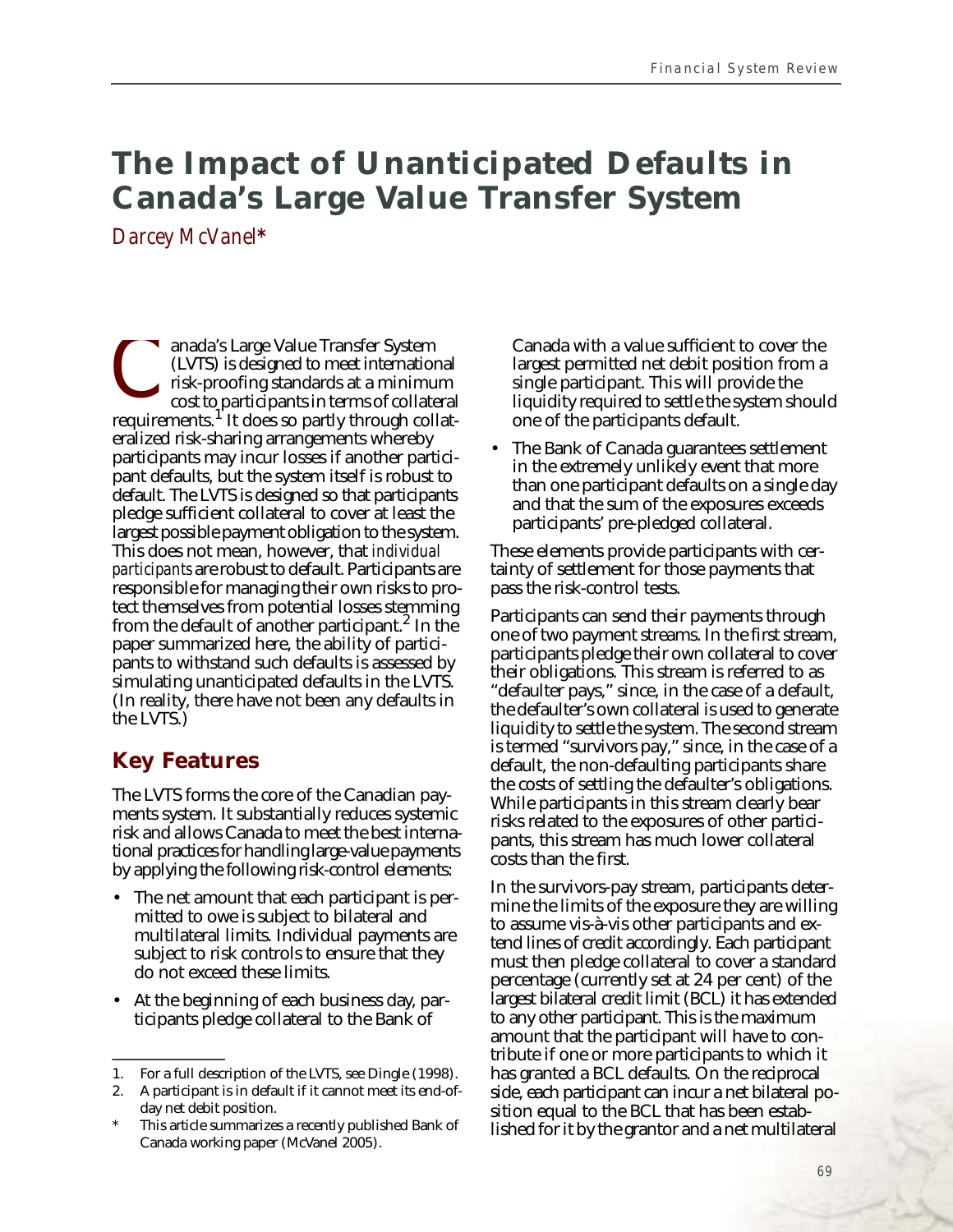# The Impact of Unanticipated Defaults in Canada's Large Value Transfer System

*Darcey McVanel**

Canada's Large Value Transfer System (LVTS) is designed to meet international risk-proofing standards at a minimum cost to participants in terms of collateral requirements.[1] It does so partly through collateralized risk-sharing arrangements whereby participants may incur losses if another participant defaults, but the system itself is robust to default. The LVTS is designed so that participants pledge sufficient collateral to cover at least the largest possible payment obligation to the system. This does not mean, however, that *individual participants* are robust to default. Participants are responsible for managing their own risks to protect themselves from potential losses stemming from the default of another participant.[2] In the paper summarized here, the ability of participants to withstand such defaults is assessed by simulating unanticipated defaults in the LVTS. (In reality, there have not been any defaults in the LVTS.)

## Key Features

The LVTS forms the core of the Canadian payments system. It substantially reduces systemic risk and allows Canada to meet the best international practices for handling large-value payments by applying the following risk-control elements:

- The net amount that each participant is permitted to owe is subject to bilateral and multilateral limits. Individual payments are subject to risk controls to ensure that they do not exceed these limits.
- At the beginning of each business day, participants pledge collateral to the Bank of Canada with a value sufficient to cover the largest permitted net debit position from a single participant. This will provide the liquidity required to settle the system should one of the participants default.
- The Bank of Canada guarantees settlement in the extremely unlikely event that more than one participant defaults on a single day and that the sum of the exposures exceeds participants' pre-pledged collateral.

These elements provide participants with certainty of settlement for those payments that pass the risk-control tests.

Participants can send their payments through one of two payment streams. In the first stream, participants pledge their own collateral to cover their obligations. This stream is referred to as "defaulter pays," since, in the case of a default, the defaulter's own collateral is used to generate liquidity to settle the system. The second stream is termed "survivors pay," since, in the case of a default, the non-defaulting participants share the costs of settling the defaulter's obligations. While participants in this stream clearly bear risks related to the exposures of other participants, this stream has much lower collateral costs than the first.

In the survivors-pay stream, participants determine the limits of the exposure they are willing to assume vis-à-vis other participants and extend lines of credit accordingly. Each participant must then pledge collateral to cover a standard percentage (currently set at 24 per cent) of the largest bilateral credit limit (BCL) it has extended to any other participant. This is the maximum amount that the participant will have to contribute if one or more participants to which it has granted a BCL defaults. On the reciprocal side, each participant can incur a net bilateral position equal to the BCL that has been established for it by the grantor and a net multilateral

---

1. For a full description of the LVTS, see Dingle (1998).
2. A participant is in default if it cannot meet its end-of-day net debit position.

\* This article summarizes a recently published Bank of Canada working paper (McVanel 2005).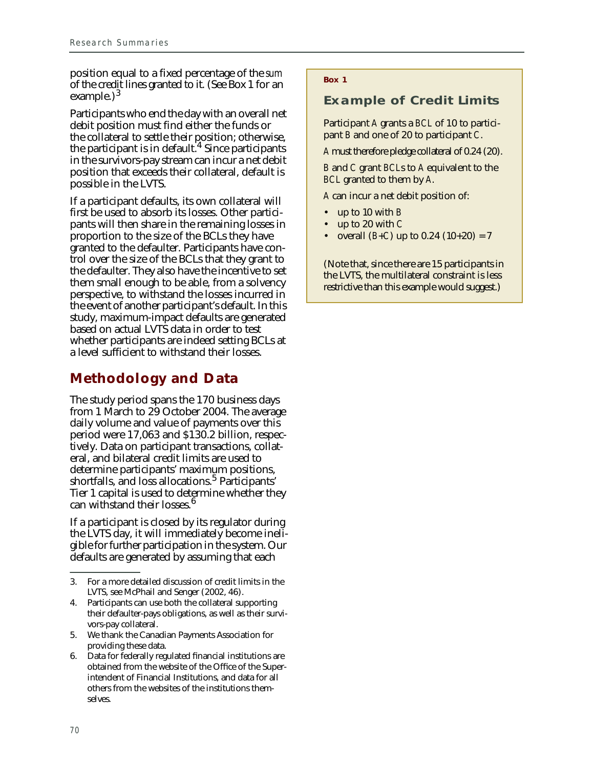position equal to a fixed percentage of the *sum* of the credit lines granted to it. (See Box 1 for an example.)[3]

Participants who end the day with an overall net debit position must find either the funds or the collateral to settle their position; otherwise, the participant is in default.[4] Since participants in the survivors-pay stream can incur a net debit position that exceeds their collateral, default is possible in the LVTS.

If a participant defaults, its own collateral will first be used to absorb its losses. Other participants will then share in the remaining losses in proportion to the size of the BCLs they have granted to the defaulter. Participants have control over the size of the BCLs that they grant to the defaulter. They also have the incentive to set them small enough to be able, from a solvency perspective, to withstand the losses incurred in the event of another participant's default. In this study, maximum-impact defaults are generated based on actual LVTS data in order to test whether participants are indeed setting BCLs at a level sufficient to withstand their losses.

**Box 1**

### Example of Credit Limits

Participant *A* grants a *BCL* of 10 to participant *B* and one of 20 to participant *C*.

*A* must therefore pledge collateral of 0.24 (20).

*B* and *C* grant *BCL*s to *A* equivalent to the *BCL* granted to them by *A*.

*A* can incur a net debit position of:

- up to 10 with *B*
- up to 20 with *C*
- overall (*B*+*C*) up to 0.24 (10+20) = 7

(Note that, since there are 15 participants in the LVTS, the multilateral constraint is less restrictive than this example would suggest.)

## Methodology and Data

The study period spans the 170 business days from 1 March to 29 October 2004. The average daily volume and value of payments over this period were 17,063 and $130.2 billion, respectively. Data on participant transactions, collateral, and bilateral credit limits are used to determine participants' maximum positions, shortfalls, and loss allocations.[5] Participants' Tier 1 capital is used to determine whether they can withstand their losses.[6]

If a participant is closed by its regulator during the LVTS day, it will immediately become ineligible for further participation in the system. Our defaults are generated by assuming that each

3. For a more detailed discussion of credit limits in the LVTS, see McPhail and Senger (2002, 46).
4. Participants can use both the collateral supporting their defaulter-pays obligations, as well as their survivors-pay collateral.
5. We thank the Canadian Payments Association for providing these data.
6. Data for federally regulated financial institutions are obtained from the website of the Office of the Superintendent of Financial Institutions, and data for all others from the websites of the institutions themselves.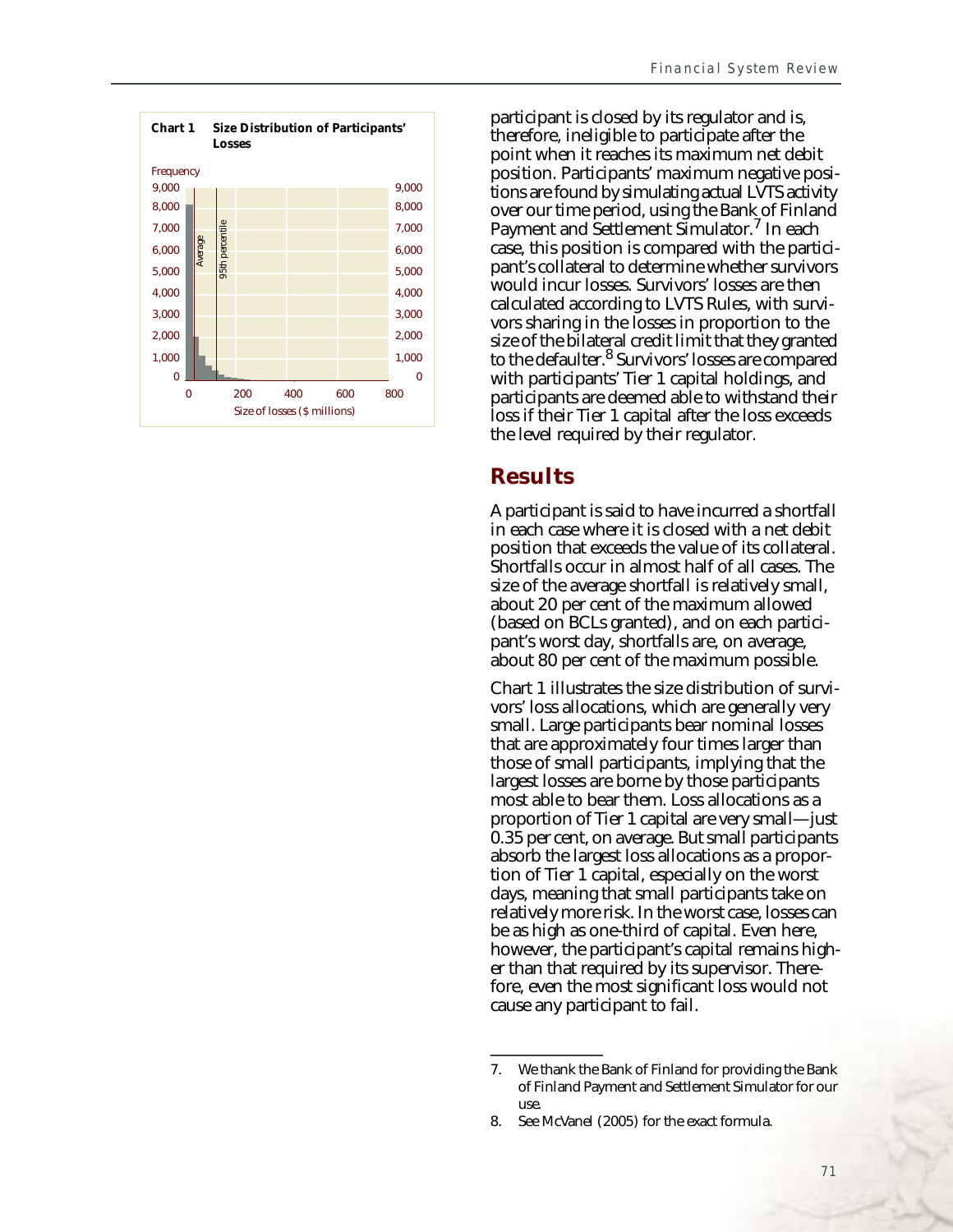**Chart 1 Size Distribution of Participants' Losses**

Frequency

9,000
8,000
7,000
6,000
5,000
4,000
3,000
2,000
1,000
0

Average

95th percentile

0 200 400 600 800

Size of losses ($ millions)

participant is closed by its regulator and is, therefore, ineligible to participate after the point when it reaches its maximum net debit position. Participants' maximum negative positions are found by simulating actual LVTS activity over our time period, using the Bank of Finland Payment and Settlement Simulator.[7] In each case, this position is compared with the participant's collateral to determine whether survivors would incur losses. Survivors' losses are then calculated according to LVTS Rules, with survivors sharing in the losses in proportion to the size of the bilateral credit limit that they granted to the defaulter.[8] Survivors' losses are compared with participants' Tier 1 capital holdings, and participants are deemed able to withstand their loss if their Tier 1 capital after the loss exceeds the level required by their regulator.

## Results

A participant is said to have incurred a shortfall in each case where it is closed with a net debit position that exceeds the value of its collateral. Shortfalls occur in almost half of all cases. The size of the average shortfall is relatively small, about 20 per cent of the maximum allowed (based on BCLs granted), and on each participant's worst day, shortfalls are, on average, about 80 per cent of the maximum possible.

Chart 1 illustrates the size distribution of survivors' loss allocations, which are generally very small. Large participants bear nominal losses that are approximately four times larger than those of small participants, implying that the largest losses are borne by those participants most able to bear them. Loss allocations as a proportion of Tier 1 capital are very small—just 0.35 per cent, on average. But small participants absorb the largest loss allocations as a proportion of Tier 1 capital, especially on the worst days, meaning that small participants take on relatively more risk. In the worst case, losses can be as high as one-third of capital. Even here, however, the participant's capital remains higher than that required by its supervisor. Therefore, even the most significant loss would not cause any participant to fail.

---

7. We thank the Bank of Finland for providing the Bank of Finland Payment and Settlement Simulator for our use.
8. See McVanel (2005) for the exact formula.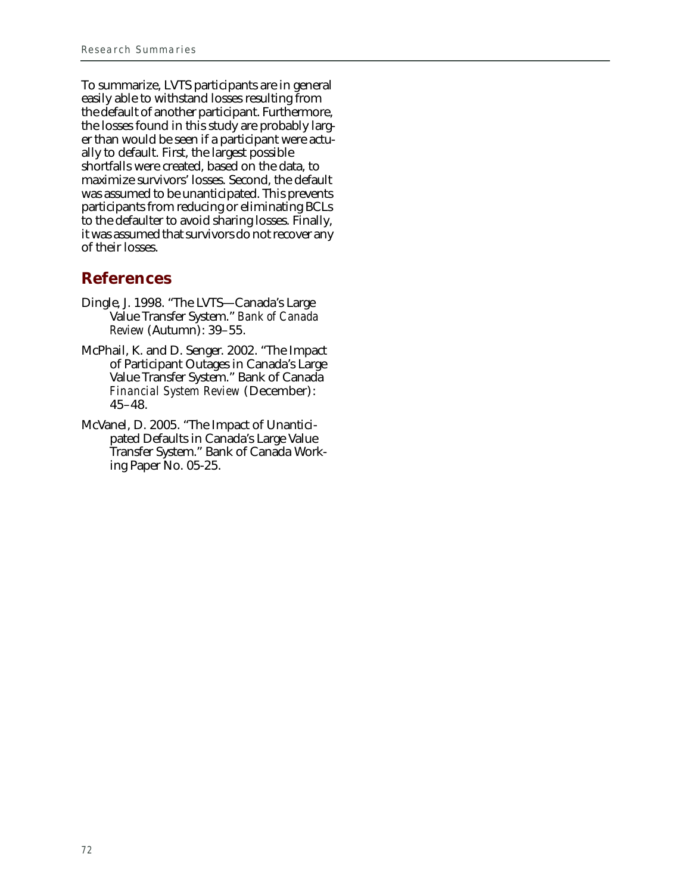To summarize, LVTS participants are in general easily able to withstand losses resulting from the default of another participant. Furthermore, the losses found in this study are probably larger than would be seen if a participant were actually to default. First, the largest possible shortfalls were created, based on the data, to maximize survivors' losses. Second, the default was assumed to be unanticipated. This prevents participants from reducing or eliminating BCLs to the defaulter to avoid sharing losses. Finally, it was assumed that survivors do not recover any of their losses.

## References

Dingle, J. 1998. "The LVTS—Canada's Large Value Transfer System." *Bank of Canada Review* (Autumn): 39–55.

McPhail, K. and D. Senger. 2002. "The Impact of Participant Outages in Canada's Large Value Transfer System." Bank of Canada *Financial System Review* (December): 45–48.

McVanel, D. 2005. "The Impact of Unanticipated Defaults in Canada's Large Value Transfer System." Bank of Canada Working Paper No. 05-25.